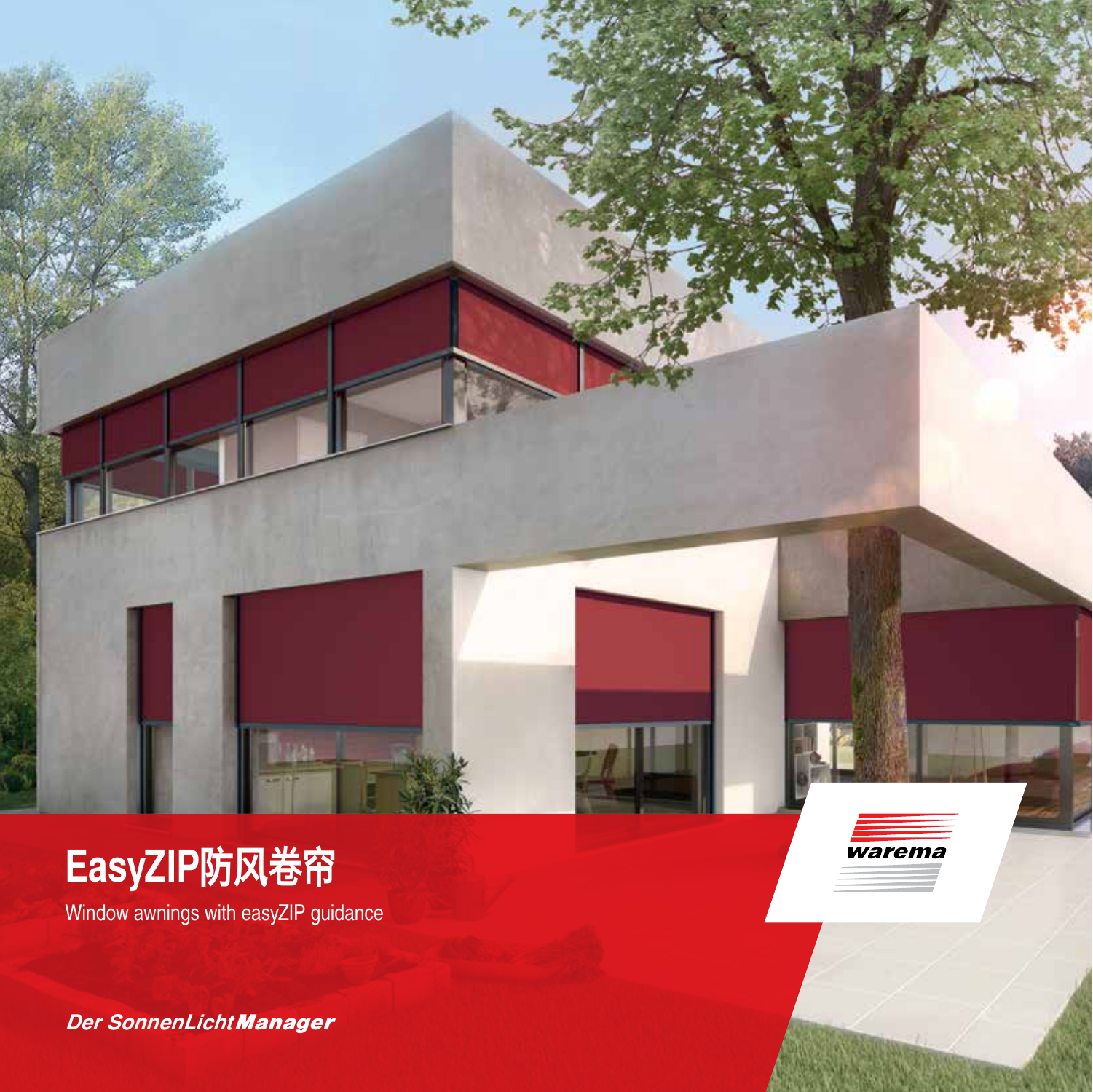# EasyZIP防风卷帘

Window awnings with easyZIP guidance

warema

*Der SonnenLicht**Manager***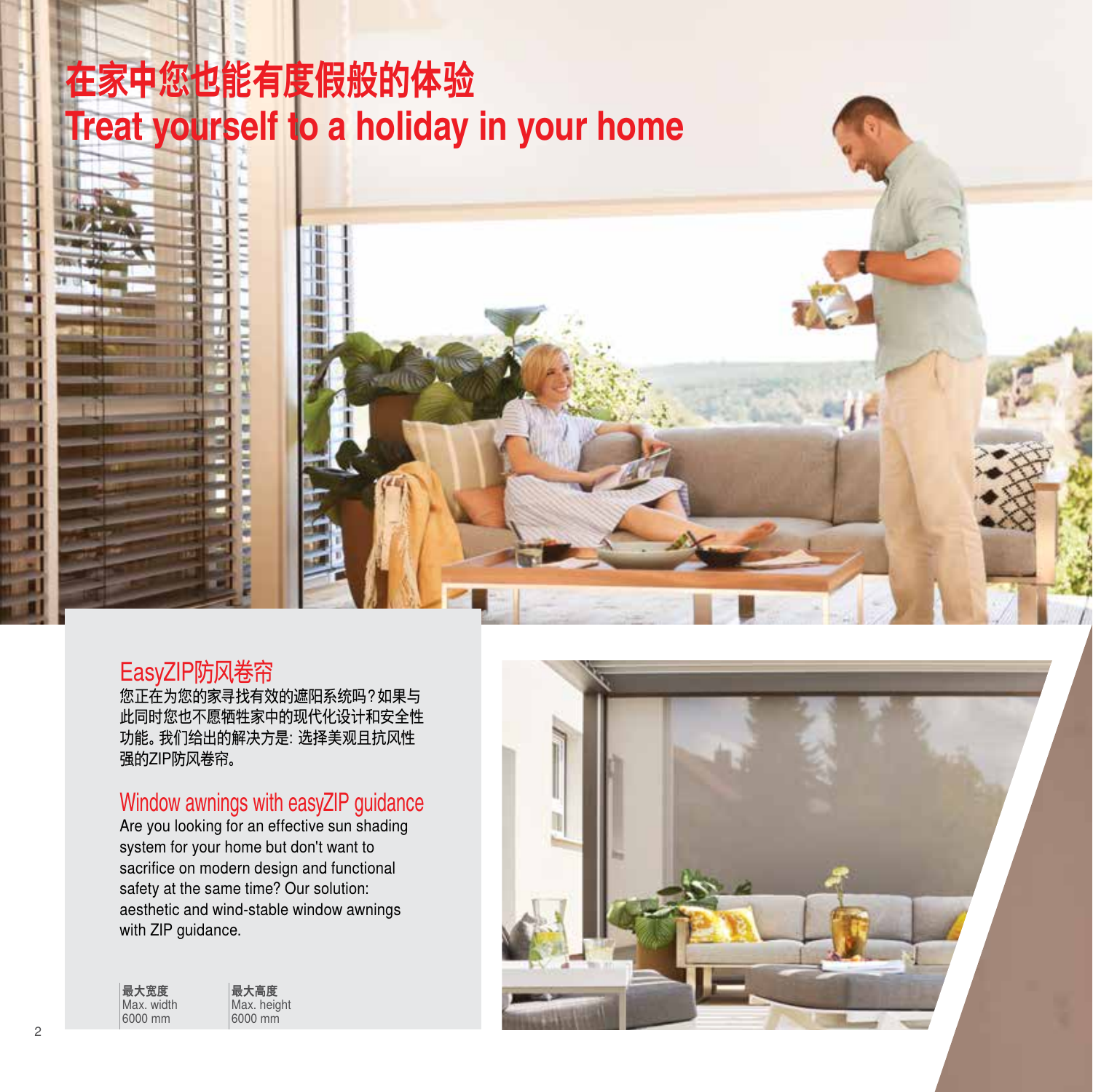# 在家中您也能有度假般的体验
# Treat yourself to a holiday in your home

## EasyZIP防风卷帘

您正在为您的家寻找有效的遮阳系统吗？如果与此同时您也不愿牺牲家中的现代化设计和安全性功能。我们给出的解决方是: 选择美观且抗风性强的ZIP防风卷帘。

## Window awnings with easyZIP guidance

Are you looking for an effective sun shading system for your home but don't want to sacrifice on modern design and functional safety at the same time? Our solution: aesthetic and wind-stable window awnings with ZIP guidance.

| **最大宽度** | **最大高度** |
|---|---|
| Max. width | Max. height |
| 6000 mm | 6000 mm |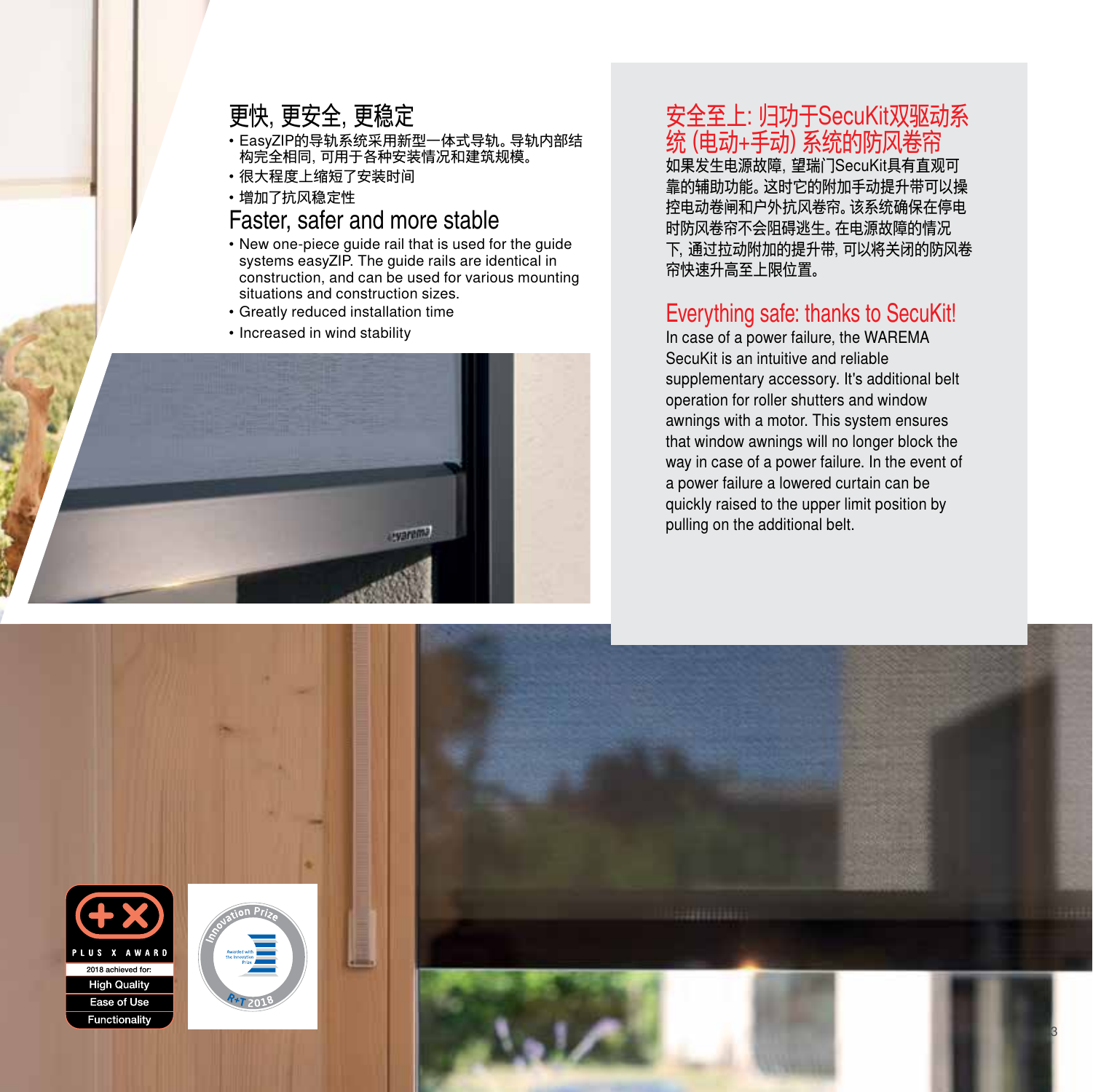## 更快, 更安全, 更稳定

- EasyZIP的导轨系统采用新型一体式导轨。导轨内部结构完全相同, 可用于各种安装情况和建筑规模。
- 很大程度上缩短了安装时间
- 增加了抗风稳定性

## Faster, safer and more stable

- New one-piece guide rail that is used for the guide systems easyZIP. The guide rails are identical in construction, and can be used for various mounting situations and construction sizes.
- Greatly reduced installation time
- Increased in wind stability

## 安全至上: 归功于SecuKit双驱动系统 (电动+手动) 系统的防风卷帘

如果发生电源故障, 望瑞门SecuKit具有直观可靠的辅助功能。这时它的附加手动提升带可以操控电动卷闸和户外抗风卷帘。该系统确保在停电时防风卷帘不会阻碍逃生。在电源故障的情况下, 通过拉动附加的提升带, 可以将关闭的防风卷帘快速升高至上限位置。

## Everything safe: thanks to SecuKit!

In case of a power failure, the WAREMA SecuKit is an intuitive and reliable supplementary accessory. It's additional belt operation for roller shutters and window awnings with a motor. This system ensures that window awnings will no longer block the way in case of a power failure. In the event of a power failure a lowered curtain can be quickly raised to the upper limit position by pulling on the additional belt.

PLUS X AWARD
2018 achieved for:
High Quality
Ease of Use
Functionality

Innovation Prize
Awarded with The Innovation Prize
R+T 2018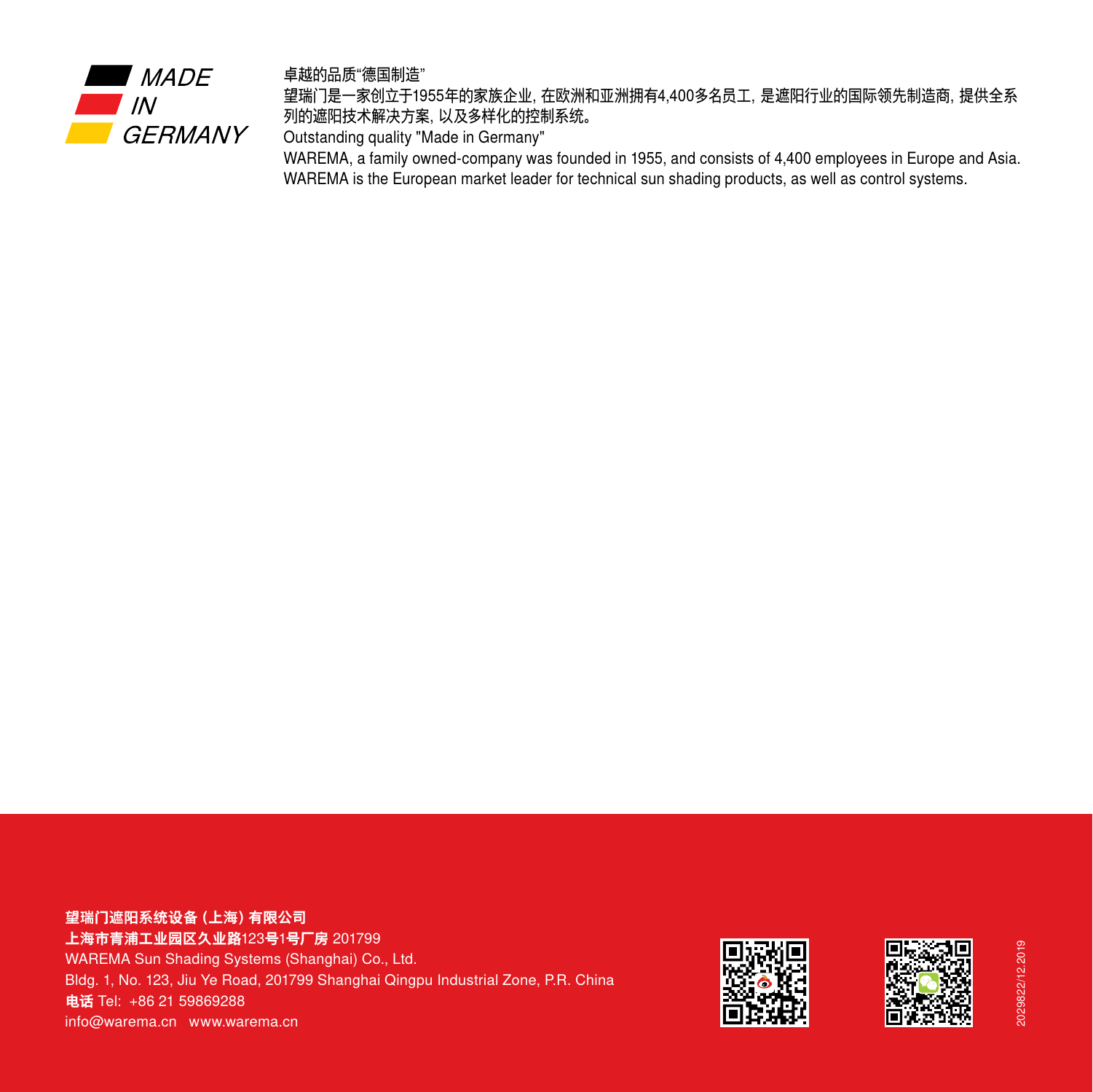MADE
IN
GERMANY

卓越的品质“德国制造”

望瑞门是一家创立于1955年的家族企业, 在欧洲和亚洲拥有4,400多名员工, 是遮阳行业的国际领先制造商, 提供全系列的遮阳技术解决方案, 以及多样化的控制系统。

Outstanding quality "Made in Germany"

WAREMA, a family owned-company was founded in 1955, and consists of 4,400 employees in Europe and Asia. WAREMA is the European market leader for technical sun shading products, as well as control systems.

**望瑞门遮阳系统设备 (上海) 有限公司**
**上海市青浦工业园区久业路**123**号**1**号厂房** 201799
WAREMA Sun Shading Systems (Shanghai) Co., Ltd.
Bldg. 1, No. 123, Jiu Ye Road, 201799 Shanghai Qingpu Industrial Zone, P.R. China
**电话** Tel: +86 21 59869288
info@warema.cn www.warema.cn

2029822/12.2019